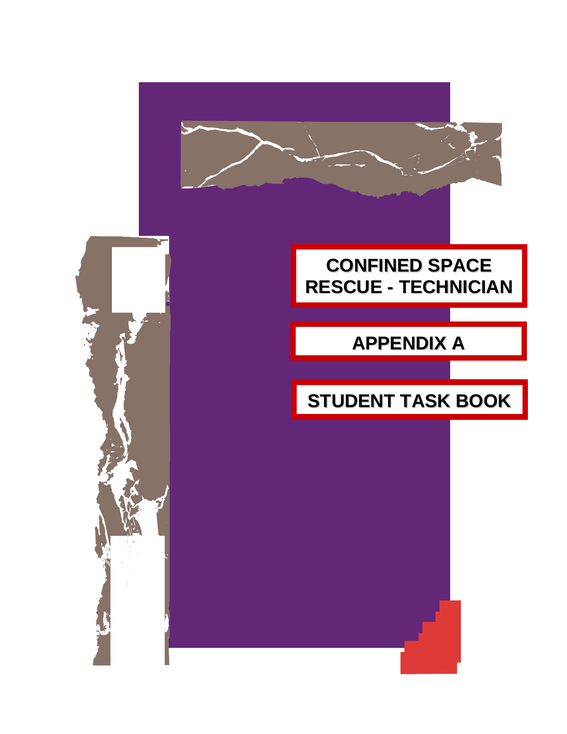# CONFINED SPACE RESCUE - TECHNICIAN

## APPENDIX A

## STUDENT TASK BOOK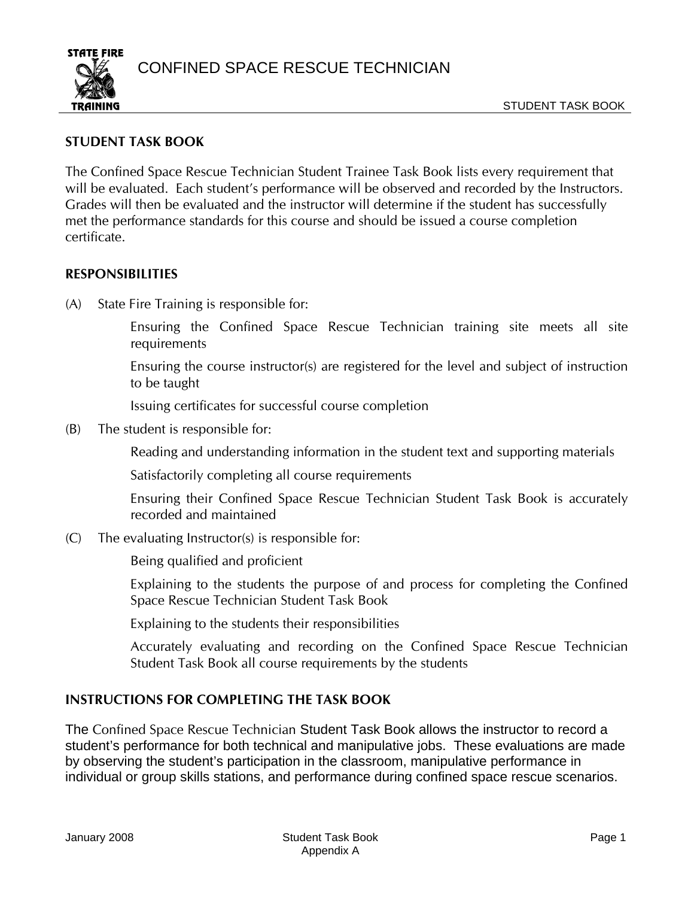## STUDENT TASK BOOK

The Confined Space Rescue Technician Student Trainee Task Book lists every requirement that will be evaluated. Each student's performance will be observed and recorded by the Instructors. Grades will then be evaluated and the instructor will determine if the student has successfully met the performance standards for this course and should be issued a course completion certificate.

## RESPONSIBILITIES

(A) State Fire Training is responsible for:

Ensuring the Confined Space Rescue Technician training site meets all site requirements

Ensuring the course instructor(s) are registered for the level and subject of instruction to be taught

Issuing certificates for successful course completion

(B) The student is responsible for:

Reading and understanding information in the student text and supporting materials

Satisfactorily completing all course requirements

Ensuring their Confined Space Rescue Technician Student Task Book is accurately recorded and maintained

(C) The evaluating Instructor(s) is responsible for:

Being qualified and proficient

Explaining to the students the purpose of and process for completing the Confined Space Rescue Technician Student Task Book

Explaining to the students their responsibilities

Accurately evaluating and recording on the Confined Space Rescue Technician Student Task Book all course requirements by the students

## INSTRUCTIONS FOR COMPLETING THE TASK BOOK

The Confined Space Rescue Technician Student Task Book allows the instructor to record a student's performance for both technical and manipulative jobs. These evaluations are made by observing the student's participation in the classroom, manipulative performance in individual or group skills stations, and performance during confined space rescue scenarios.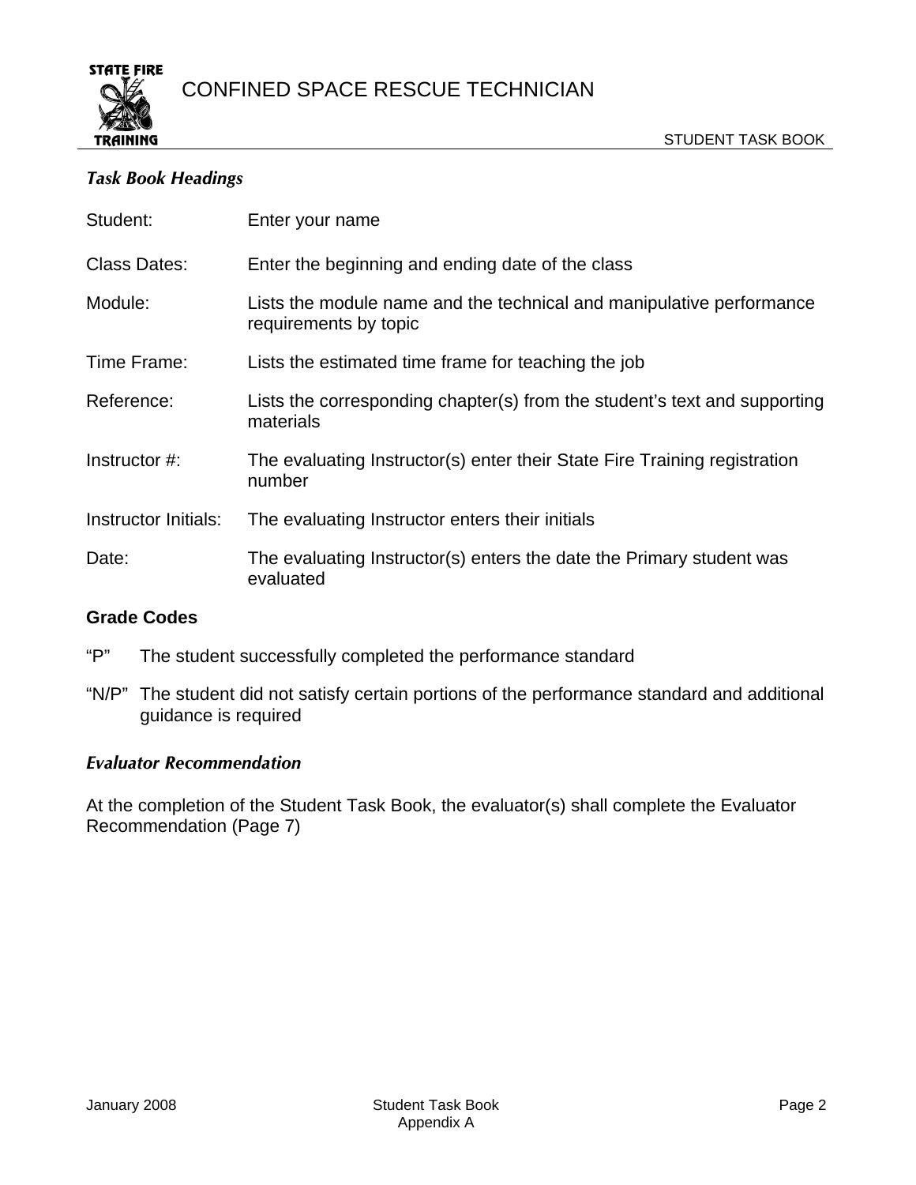### *Task Book Headings*

| | |
|---|---|
| Student: | Enter your name |
| Class Dates: | Enter the beginning and ending date of the class |
| Module: | Lists the module name and the technical and manipulative performance requirements by topic |
| Time Frame: | Lists the estimated time frame for teaching the job |
| Reference: | Lists the corresponding chapter(s) from the student's text and supporting materials |
| Instructor #: | The evaluating Instructor(s) enter their State Fire Training registration number |
| Instructor Initials: | The evaluating Instructor enters their initials |
| Date: | The evaluating Instructor(s) enters the date the Primary student was evaluated |

**Grade Codes**

"P" The student successfully completed the performance standard

"N/P" The student did not satisfy certain portions of the performance standard and additional guidance is required

### *Evaluator Recommendation*

At the completion of the Student Task Book, the evaluator(s) shall complete the Evaluator Recommendation (Page 7)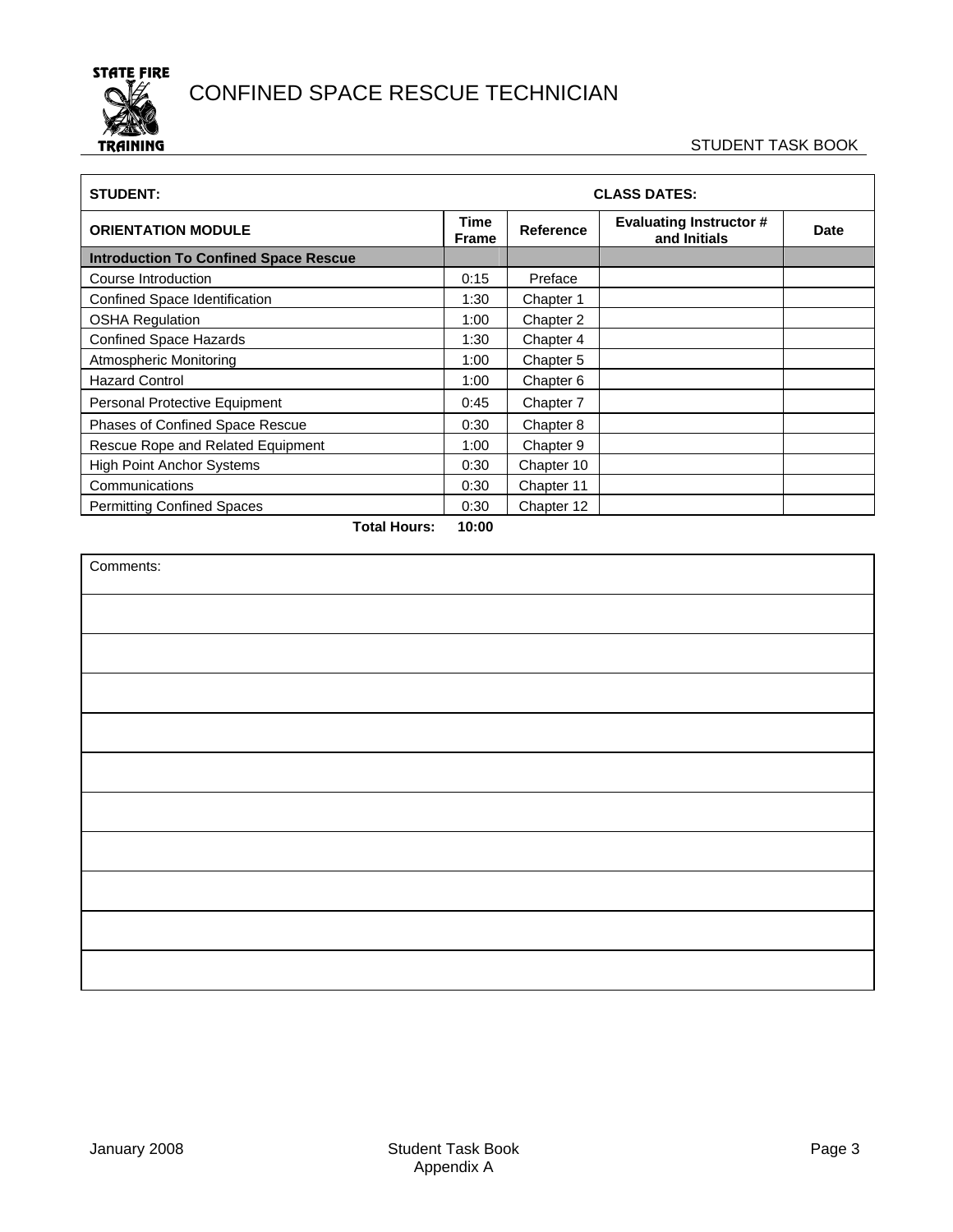# CONFINED SPACE RESCUE TECHNICIAN

STUDENT TASK BOOK

| **STUDENT:** | | | **CLASS DATES:** | |
|---|---|---|---|---|
| **ORIENTATION MODULE** | **Time Frame** | **Reference** | **Evaluating Instructor # and Initials** | **Date** |
| **Introduction To Confined Space Rescue** | | | | |
| Course Introduction | 0:15 | Preface | | |
| Confined Space Identification | 1:30 | Chapter 1 | | |
| OSHA Regulation | 1:00 | Chapter 2 | | |
| Confined Space Hazards | 1:30 | Chapter 4 | | |
| Atmospheric Monitoring | 1:00 | Chapter 5 | | |
| Hazard Control | 1:00 | Chapter 6 | | |
| Personal Protective Equipment | 0:45 | Chapter 7 | | |
| Phases of Confined Space Rescue | 0:30 | Chapter 8 | | |
| Rescue Rope and Related Equipment | 1:00 | Chapter 9 | | |
| High Point Anchor Systems | 0:30 | Chapter 10 | | |
| Communications | 0:30 | Chapter 11 | | |
| Permitting Confined Spaces | 0:30 | Chapter 12 | | |
| **Total Hours:** | **10:00** | | | |

| Comments: |
|---|
| |
| |
| |
| |
| |
| |
| |
| |
| |
| |

January 2008 — Student Task Book Appendix A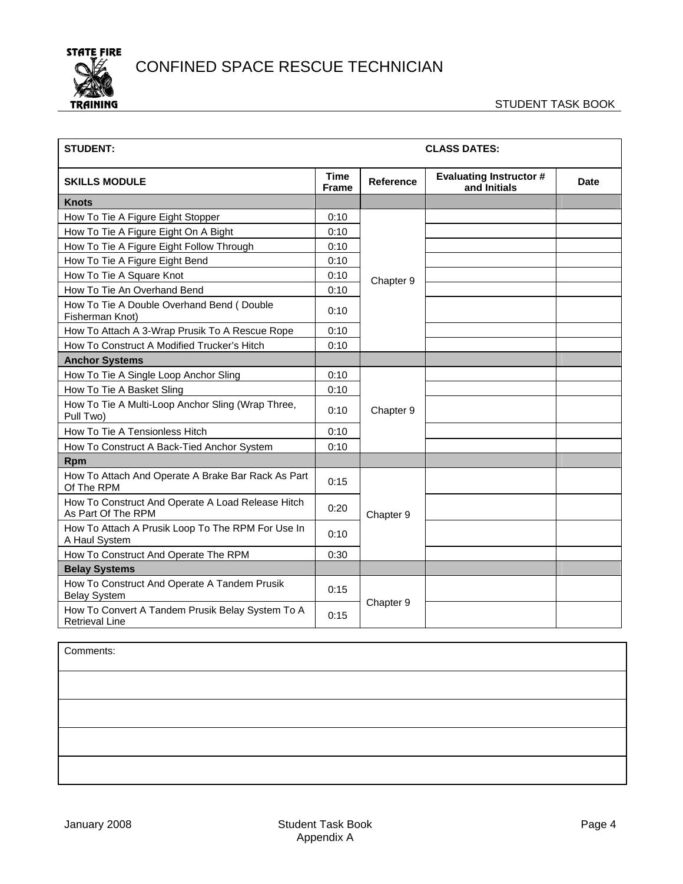# CONFINED SPACE RESCUE TECHNICIAN

STUDENT TASK BOOK

| STUDENT: | | | CLASS DATES: | |
|---|---|---|---|---|
| **SKILLS MODULE** | **Time Frame** | **Reference** | **Evaluating Instructor # and Initials** | **Date** |
| **Knots** | | | | |
| How To Tie A Figure Eight Stopper | 0:10 | Chapter 9 | | |
| How To Tie A Figure Eight On A Bight | 0:10 | | | |
| How To Tie A Figure Eight Follow Through | 0:10 | | | |
| How To Tie A Figure Eight Bend | 0:10 | | | |
| How To Tie A Square Knot | 0:10 | | | |
| How To Tie An Overhand Bend | 0:10 | | | |
| How To Tie A Double Overhand Bend ( Double Fisherman Knot) | 0:10 | | | |
| How To Attach A 3-Wrap Prusik To A Rescue Rope | 0:10 | | | |
| How To Construct A Modified Trucker's Hitch | 0:10 | | | |
| **Anchor Systems** | | | | |
| How To Tie A Single Loop Anchor Sling | 0:10 | Chapter 9 | | |
| How To Tie A Basket Sling | 0:10 | | | |
| How To Tie A Multi-Loop Anchor Sling (Wrap Three, Pull Two) | 0:10 | | | |
| How To Tie A Tensionless Hitch | 0:10 | | | |
| How To Construct A Back-Tied Anchor System | 0:10 | | | |
| **Rpm** | | | | |
| How To Attach And Operate A Brake Bar Rack As Part Of The RPM | 0:15 | Chapter 9 | | |
| How To Construct And Operate A Load Release Hitch As Part Of The RPM | 0:20 | | | |
| How To Attach A Prusik Loop To The RPM For Use In A Haul System | 0:10 | | | |
| How To Construct And Operate The RPM | 0:30 | | | |
| **Belay Systems** | | | | |
| How To Construct And Operate A Tandem Prusik Belay System | 0:15 | Chapter 9 | | |
| How To Convert A Tandem Prusik Belay System To A Retrieval Line | 0:15 | | | |

| Comments: |
|---|
| |
| |
| |
| |

January 2008 Student Task Book Appendix A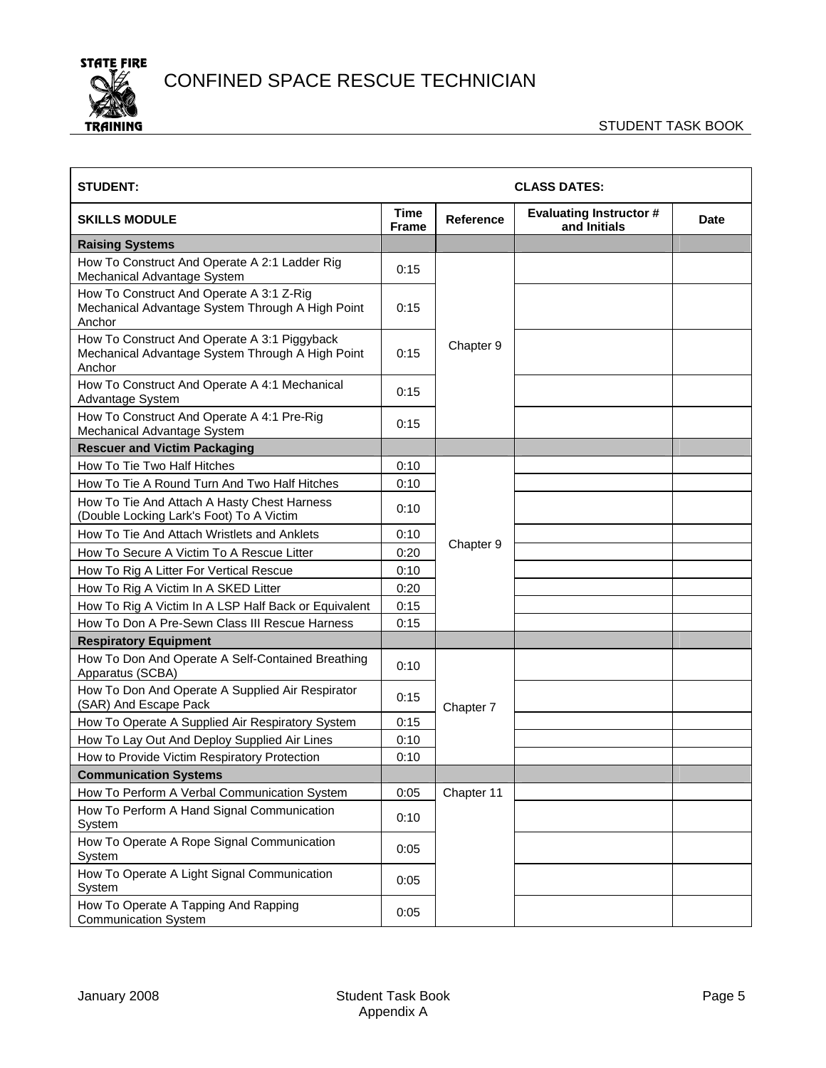# CONFINED SPACE RESCUE TECHNICIAN

STUDENT TASK BOOK

| STUDENT: | | CLASS DATES: | | |
|---|---|---|---|---|
| **SKILLS MODULE** | **Time Frame** | **Reference** | **Evaluating Instructor # and Initials** | **Date** |
| **Raising Systems** | | | | |
| How To Construct And Operate A 2:1 Ladder Rig Mechanical Advantage System | 0:15 | Chapter 9 | | |
| How To Construct And Operate A 3:1 Z-Rig Mechanical Advantage System Through A High Point Anchor | 0:15 | | | |
| How To Construct And Operate A 3:1 Piggyback Mechanical Advantage System Through A High Point Anchor | 0:15 | | | |
| How To Construct And Operate A 4:1 Mechanical Advantage System | 0:15 | | | |
| How To Construct And Operate A 4:1 Pre-Rig Mechanical Advantage System | 0:15 | | | |
| **Rescuer and Victim Packaging** | | | | |
| How To Tie Two Half Hitches | 0:10 | Chapter 9 | | |
| How To Tie A Round Turn And Two Half Hitches | 0:10 | | | |
| How To Tie And Attach A Hasty Chest Harness (Double Locking Lark's Foot) To A Victim | 0:10 | | | |
| How To Tie And Attach Wristlets and Anklets | 0:10 | | | |
| How To Secure A Victim To A Rescue Litter | 0:20 | | | |
| How To Rig A Litter For Vertical Rescue | 0:10 | | | |
| How To Rig A Victim In A SKED Litter | 0:20 | | | |
| How To Rig A Victim In A LSP Half Back or Equivalent | 0:15 | | | |
| How To Don A Pre-Sewn Class III Rescue Harness | 0:15 | | | |
| **Respiratory Equipment** | | | | |
| How To Don And Operate A Self-Contained Breathing Apparatus (SCBA) | 0:10 | Chapter 7 | | |
| How To Don And Operate A Supplied Air Respirator (SAR) And Escape Pack | 0:15 | | | |
| How To Operate A Supplied Air Respiratory System | 0:15 | | | |
| How To Lay Out And Deploy Supplied Air Lines | 0:10 | | | |
| How to Provide Victim Respiratory Protection | 0:10 | | | |
| **Communication Systems** | | | | |
| How To Perform A Verbal Communication System | 0:05 | Chapter 11 | | |
| How To Perform A Hand Signal Communication System | 0:10 | | | |
| How To Operate A Rope Signal Communication System | 0:05 | | | |
| How To Operate A Light Signal Communication System | 0:05 | | | |
| How To Operate A Tapping And Rapping Communication System | 0:05 | | | |

January 2008 — Student Task Book Appendix A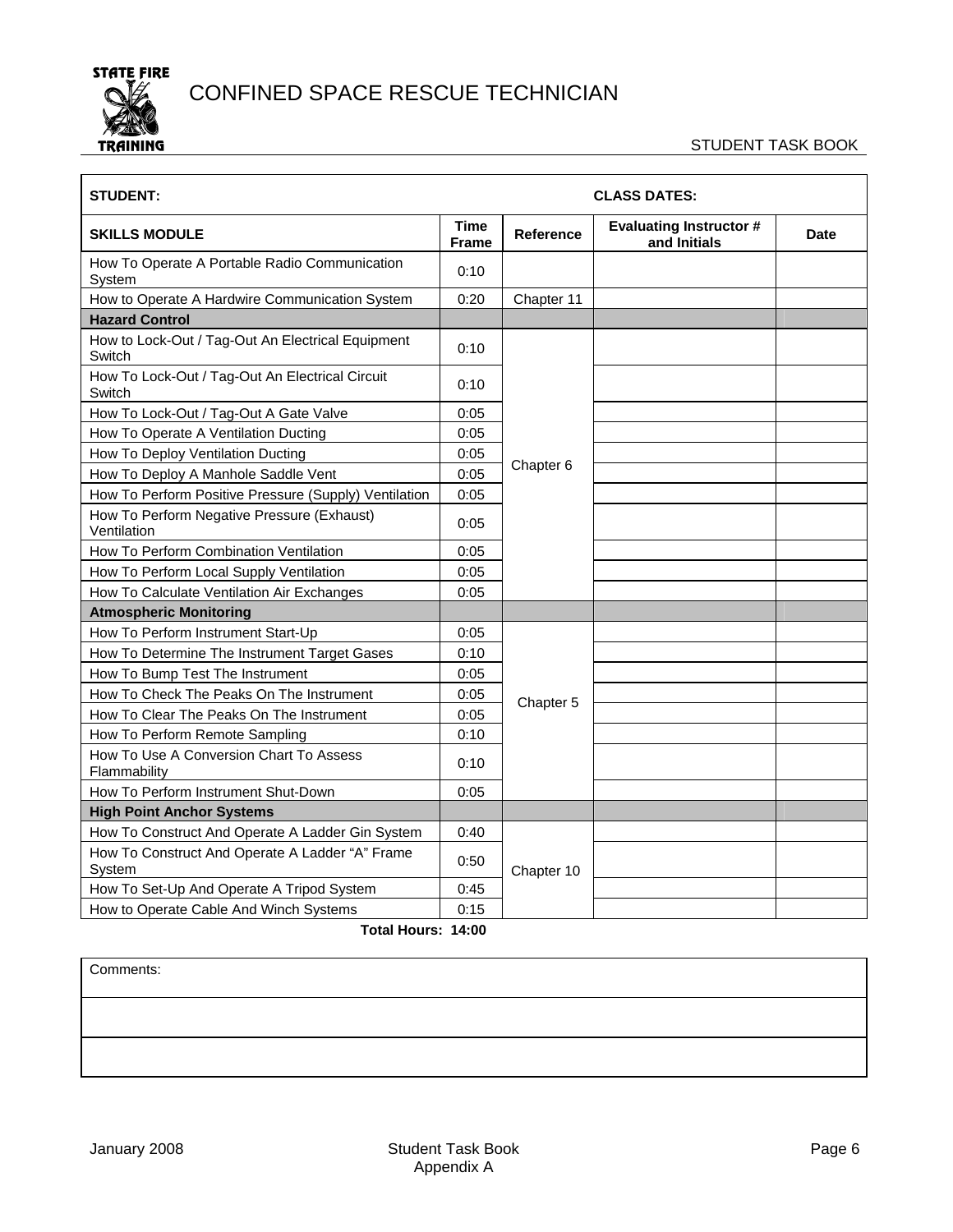# CONFINED SPACE RESCUE TECHNICIAN

STUDENT TASK BOOK

| **STUDENT:** | | | **CLASS DATES:** | |
|---|---|---|---|---|
| **SKILLS MODULE** | **Time Frame** | **Reference** | **Evaluating Instructor # and Initials** | **Date** |
| How To Operate A Portable Radio Communication System | 0:10 | | | |
| How to Operate A Hardwire Communication System | 0:20 | Chapter 11 | | |
| **Hazard Control** | | | | |
| How to Lock-Out / Tag-Out An Electrical Equipment Switch | 0:10 | Chapter 6 | | |
| How To Lock-Out / Tag-Out An Electrical Circuit Switch | 0:10 | | | |
| How To Lock-Out / Tag-Out A Gate Valve | 0:05 | | | |
| How To Operate A Ventilation Ducting | 0:05 | | | |
| How To Deploy Ventilation Ducting | 0:05 | | | |
| How To Deploy A Manhole Saddle Vent | 0:05 | | | |
| How To Perform Positive Pressure (Supply) Ventilation | 0:05 | | | |
| How To Perform Negative Pressure (Exhaust) Ventilation | 0:05 | | | |
| How To Perform Combination Ventilation | 0:05 | | | |
| How To Perform Local Supply Ventilation | 0:05 | | | |
| How To Calculate Ventilation Air Exchanges | 0:05 | | | |
| **Atmospheric Monitoring** | | | | |
| How To Perform Instrument Start-Up | 0:05 | Chapter 5 | | |
| How To Determine The Instrument Target Gases | 0:10 | | | |
| How To Bump Test The Instrument | 0:05 | | | |
| How To Check The Peaks On The Instrument | 0:05 | | | |
| How To Clear The Peaks On The Instrument | 0:05 | | | |
| How To Perform Remote Sampling | 0:10 | | | |
| How To Use A Conversion Chart To Assess Flammability | 0:10 | | | |
| How To Perform Instrument Shut-Down | 0:05 | | | |
| **High Point Anchor Systems** | | | | |
| How To Construct And Operate A Ladder Gin System | 0:40 | Chapter 10 | | |
| How To Construct And Operate A Ladder "A" Frame System | 0:50 | | | |
| How To Set-Up And Operate A Tripod System | 0:45 | | | |
| How to Operate Cable And Winch Systems | 0:15 | | | |

**Total Hours: 14:00**

| Comments: |
|---|
| |
| |

January 2008 — Student Task Book Appendix A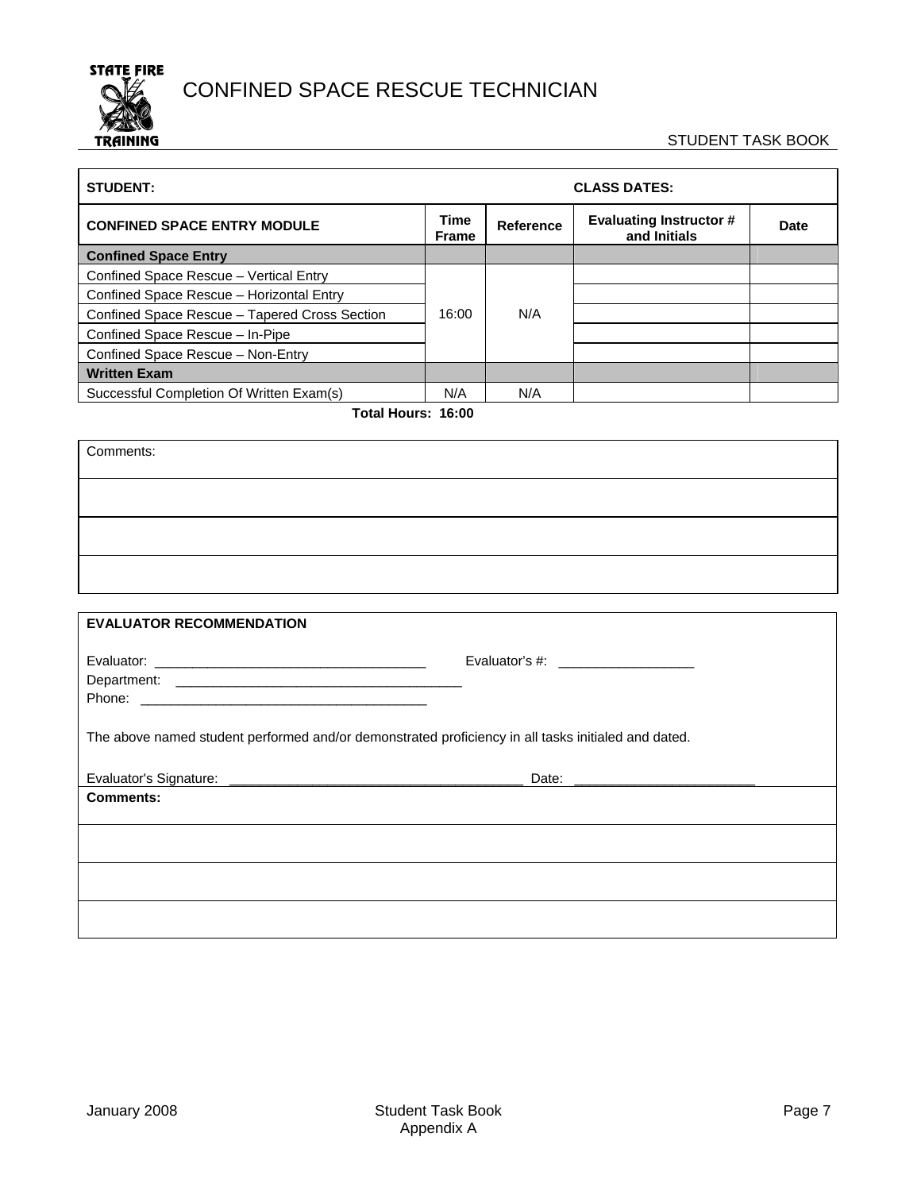# CONFINED SPACE RESCUE TECHNICIAN

STUDENT TASK BOOK

| STUDENT: | | | CLASS DATES: | |
|---|---|---|---|---|
| **CONFINED SPACE ENTRY MODULE** | **Time Frame** | **Reference** | **Evaluating Instructor # and Initials** | **Date** |
| **Confined Space Entry** | | | | |
| Confined Space Rescue – Vertical Entry | 16:00 | N/A | | |
| Confined Space Rescue – Horizontal Entry | | | | |
| Confined Space Rescue – Tapered Cross Section | | | | |
| Confined Space Rescue – In-Pipe | | | | |
| Confined Space Rescue – Non-Entry | | | | |
| **Written Exam** | | | | |
| Successful Completion Of Written Exam(s) | N/A | N/A | | |

**Total Hours: 16:00**

Comments:

**EVALUATOR RECOMMENDATION**

Evaluator: ____________________________________ Evaluator's #: __________________

Department: ______________________________________

Phone: ________________________________________

The above named student performed and/or demonstrated proficiency in all tasks initialed and dated.

Evaluator's Signature: _______________________________________ Date: ________________________

**Comments:**